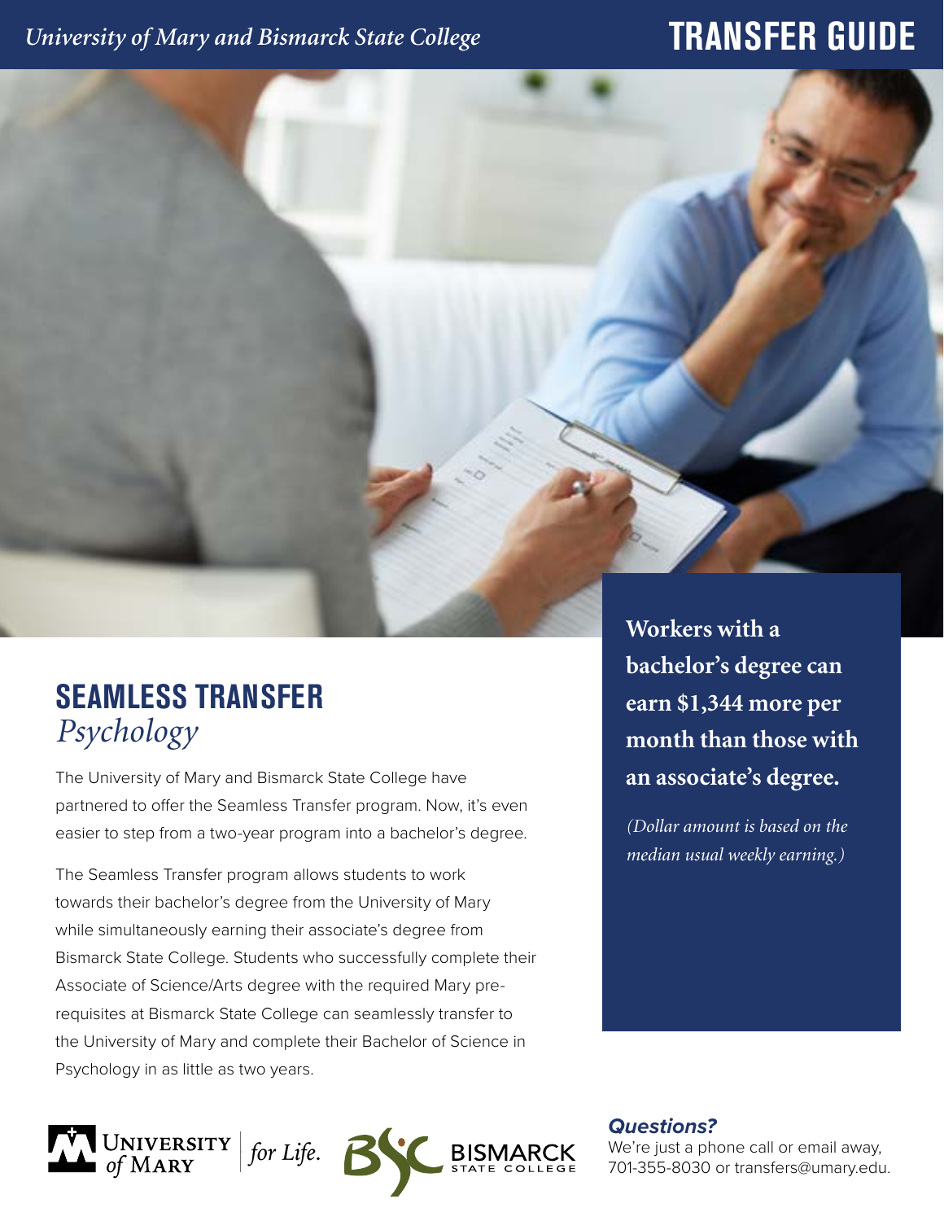*University of Mary and Bismarck State College*

# TRANSFER GUIDE

## SEAMLESS TRANSFER
*Psychology*

The University of Mary and Bismarck State College have partnered to offer the Seamless Transfer program. Now, it's even easier to step from a two-year program into a bachelor's degree.

The Seamless Transfer program allows students to work towards their bachelor's degree from the University of Mary while simultaneously earning their associate's degree from Bismarck State College. Students who successfully complete their Associate of Science/Arts degree with the required Mary pre-requisites at Bismarck State College can seamlessly transfer to the University of Mary and complete their Bachelor of Science in Psychology in as little as two years.

**Workers with a bachelor's degree can earn $1,344 more per month than those with an associate's degree.**

*(Dollar amount is based on the median usual weekly earning.)*

University of Mary | *for Life.*

Bismarck State College

***Questions?***

We're just a phone call or email away, 701-355-8030 or transfers@umary.edu.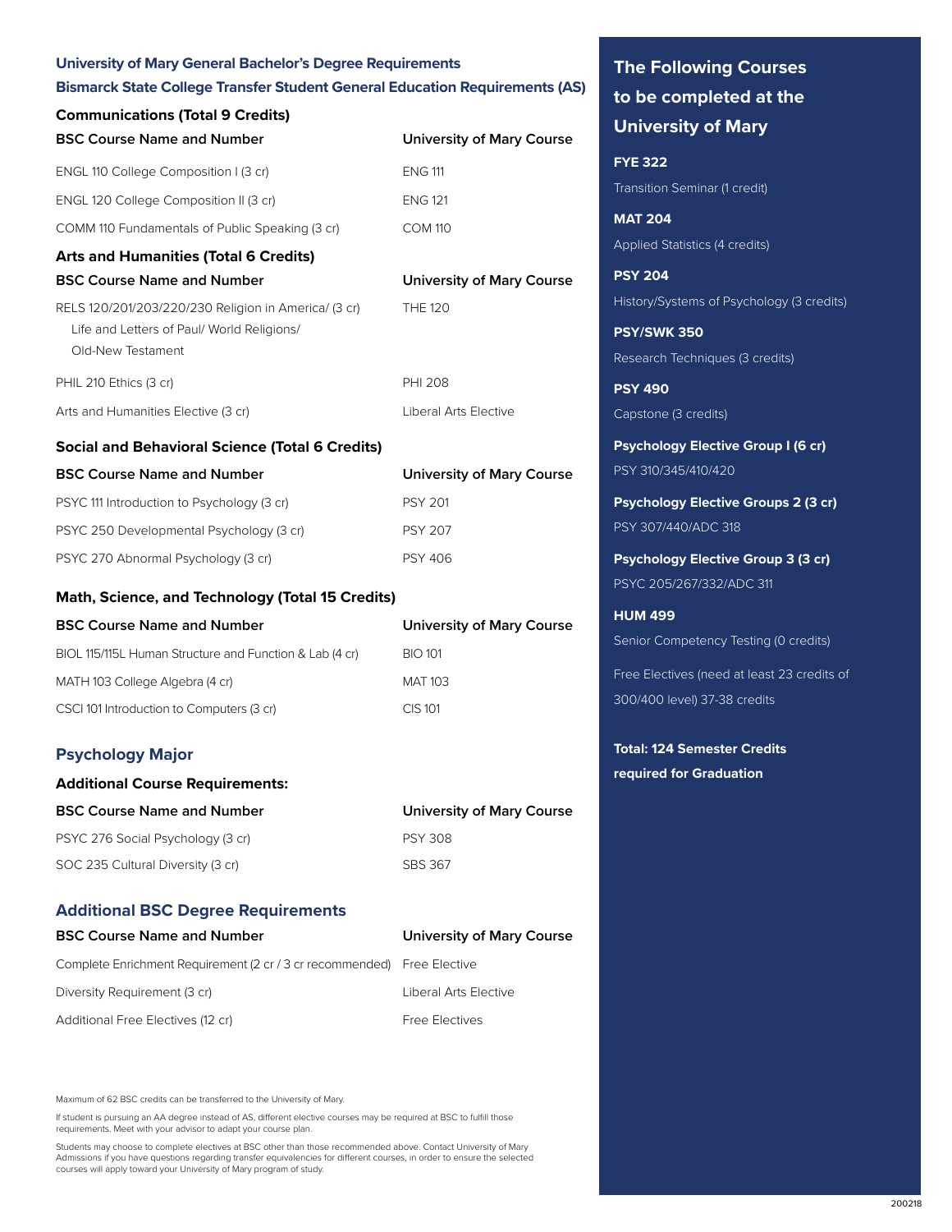## University of Mary General Bachelor's Degree Requirements

## Bismarck State College Transfer Student General Education Requirements (AS)

### Communications (Total 9 Credits)

| BSC Course Name and Number | University of Mary Course |
|---|---|
| ENGL 110 College Composition I (3 cr) | ENG 111 |
| ENGL 120 College Composition II (3 cr) | ENG 121 |
| COMM 110 Fundamentals of Public Speaking (3 cr) | COM 110 |

### Arts and Humanities (Total 6 Credits)

| BSC Course Name and Number | University of Mary Course |
|---|---|
| RELS 120/201/203/220/230 Religion in America/ (3 cr) Life and Letters of Paul/ World Religions/ Old-New Testament | THE 120 |
| PHIL 210 Ethics (3 cr) | PHI 208 |
| Arts and Humanities Elective (3 cr) | Liberal Arts Elective |

### Social and Behavioral Science (Total 6 Credits)

| BSC Course Name and Number | University of Mary Course |
|---|---|
| PSYC 111 Introduction to Psychology (3 cr) | PSY 201 |
| PSYC 250 Developmental Psychology (3 cr) | PSY 207 |
| PSYC 270 Abnormal Psychology (3 cr) | PSY 406 |

### Math, Science, and Technology (Total 15 Credits)

| BSC Course Name and Number | University of Mary Course |
|---|---|
| BIOL 115/115L Human Structure and Function & Lab (4 cr) | BIO 101 |
| MATH 103 College Algebra (4 cr) | MAT 103 |
| CSCI 101 Introduction to Computers (3 cr) | CIS 101 |

## Psychology Major

### Additional Course Requirements:

| BSC Course Name and Number | University of Mary Course |
|---|---|
| PSYC 276 Social Psychology (3 cr) | PSY 308 |
| SOC 235 Cultural Diversity (3 cr) | SBS 367 |

## Additional BSC Degree Requirements

| BSC Course Name and Number | University of Mary Course |
|---|---|
| Complete Enrichment Requirement (2 cr / 3 cr recommended) | Free Elective |
| Diversity Requirement (3 cr) | Liberal Arts Elective |
| Additional Free Electives (12 cr) | Free Electives |

Maximum of 62 BSC credits can be transferred to the University of Mary.

If student is pursuing an AA degree instead of AS, different elective courses may be required at BSC to fulfill those requirements. Meet with your advisor to adapt your course plan.

Students may choose to complete electives at BSC other than those recommended above. Contact University of Mary Admissions if you have questions regarding transfer equivalencies for different courses, in order to ensure the selected courses will apply toward your University of Mary program of study.

## The Following Courses to be completed at the University of Mary

**FYE 322**
Transition Seminar (1 credit)

**MAT 204**
Applied Statistics (4 credits)

**PSY 204**
History/Systems of Psychology (3 credits)

**PSY/SWK 350**
Research Techniques (3 credits)

**PSY 490**
Capstone (3 credits)

**Psychology Elective Group I (6 cr)**
PSY 310/345/410/420

**Psychology Elective Groups 2 (3 cr)**
PSY 307/440/ADC 318

**Psychology Elective Group 3 (3 cr)**
PSYC 205/267/332/ADC 311

**HUM 499**
Senior Competency Testing (0 credits)

Free Electives (need at least 23 credits of 300/400 level) 37-38 credits

**Total: 124 Semester Credits required for Graduation**

200218